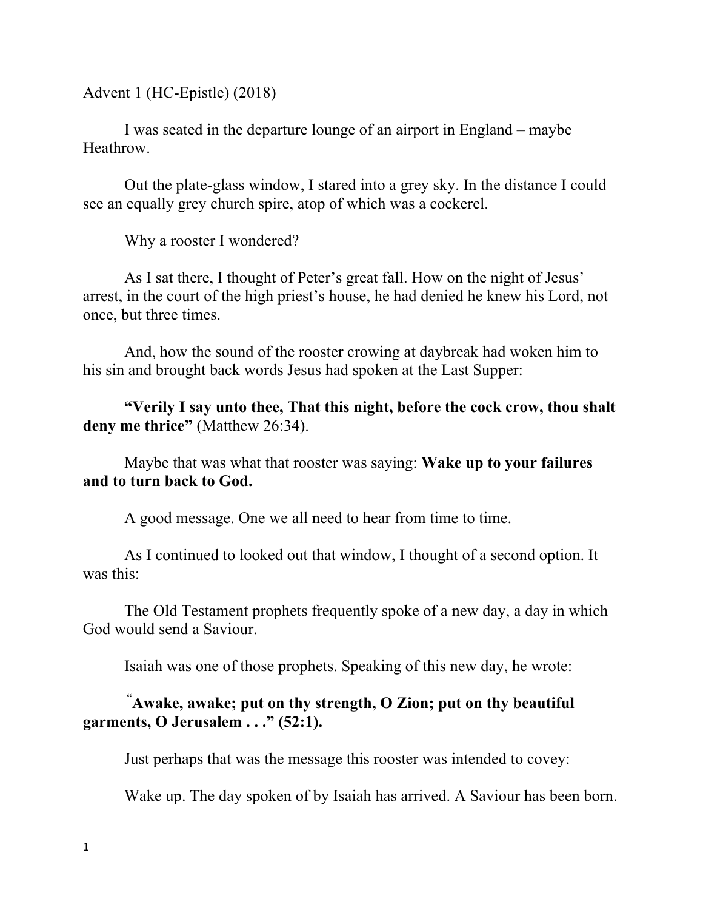Advent 1 (HC-Epistle) (2018)

I was seated in the departure lounge of an airport in England – maybe Heathrow.

Out the plate-glass window, I stared into a grey sky. In the distance I could see an equally grey church spire, atop of which was a cockerel.

Why a rooster I wondered?

As I sat there, I thought of Peter's great fall. How on the night of Jesus' arrest, in the court of the high priest's house, he had denied he knew his Lord, not once, but three times.

And, how the sound of the rooster crowing at daybreak had woken him to his sin and brought back words Jesus had spoken at the Last Supper:

**"Verily I say unto thee, That this night, before the cock crow, thou shalt deny me thrice"** (Matthew 26:34).

Maybe that was what that rooster was saying: **Wake up to your failures and to turn back to God.**

A good message. One we all need to hear from time to time.

As I continued to looked out that window, I thought of a second option. It was this:

The Old Testament prophets frequently spoke of a new day, a day in which God would send a Saviour.

Isaiah was one of those prophets. Speaking of this new day, he wrote:

**"Awake, awake; put on thy strength, O Zion; put on thy beautiful garments, O Jerusalem . . ." (52:1).**

Just perhaps that was the message this rooster was intended to covey:

Wake up. The day spoken of by Isaiah has arrived. A Saviour has been born.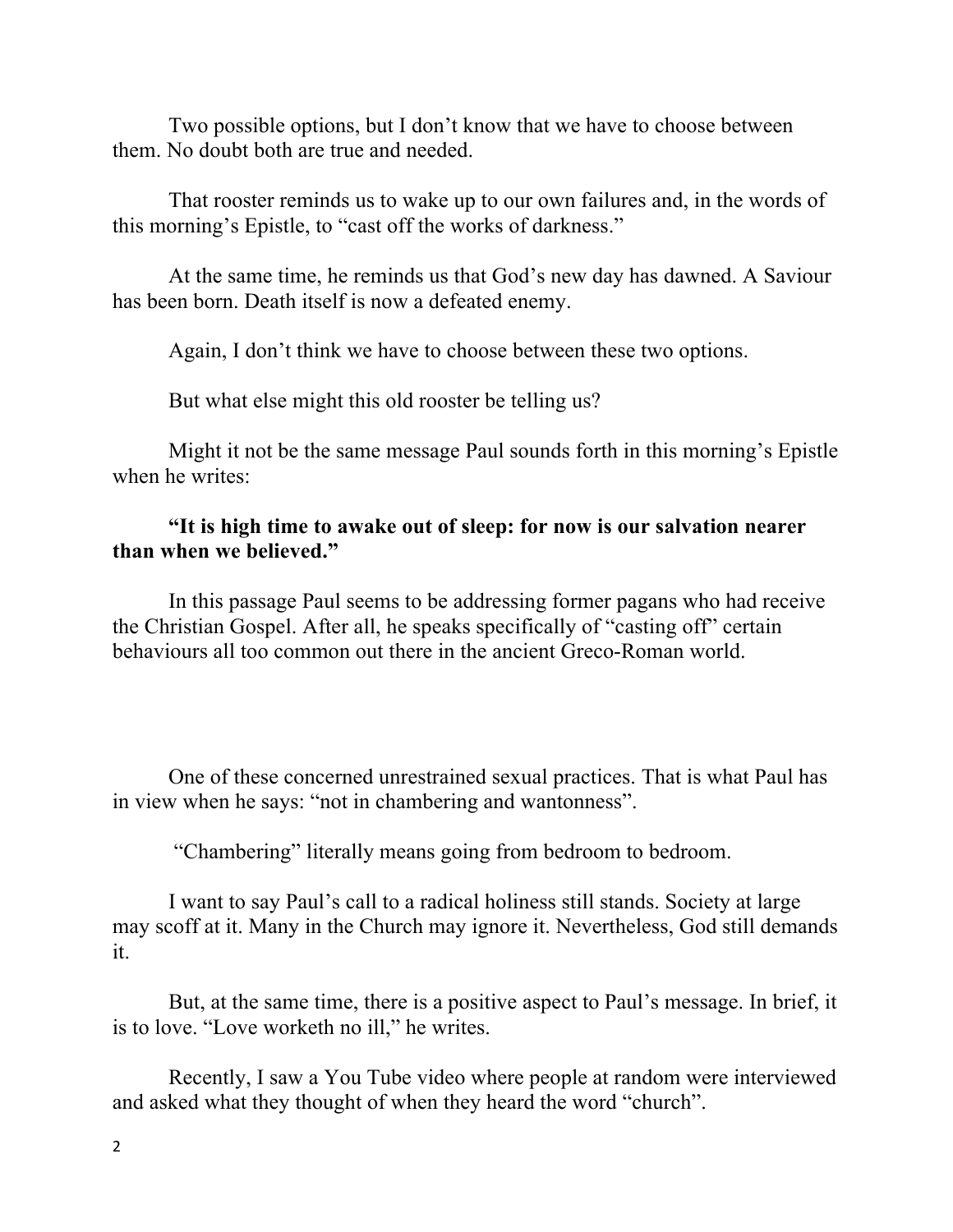Two possible options, but I don't know that we have to choose between them. No doubt both are true and needed.

That rooster reminds us to wake up to our own failures and, in the words of this morning's Epistle, to "cast off the works of darkness."

At the same time, he reminds us that God's new day has dawned. A Saviour has been born. Death itself is now a defeated enemy.

Again, I don't think we have to choose between these two options.

But what else might this old rooster be telling us?

Might it not be the same message Paul sounds forth in this morning's Epistle when he writes:

**"It is high time to awake out of sleep: for now is our salvation nearer than when we believed."**

In this passage Paul seems to be addressing former pagans who had receive the Christian Gospel. After all, he speaks specifically of "casting off" certain behaviours all too common out there in the ancient Greco-Roman world.

One of these concerned unrestrained sexual practices. That is what Paul has in view when he says: "not in chambering and wantonness".

"Chambering" literally means going from bedroom to bedroom.

I want to say Paul's call to a radical holiness still stands. Society at large may scoff at it. Many in the Church may ignore it. Nevertheless, God still demands it.

But, at the same time, there is a positive aspect to Paul's message. In brief, it is to love. "Love worketh no ill," he writes.

Recently, I saw a You Tube video where people at random were interviewed and asked what they thought of when they heard the word "church".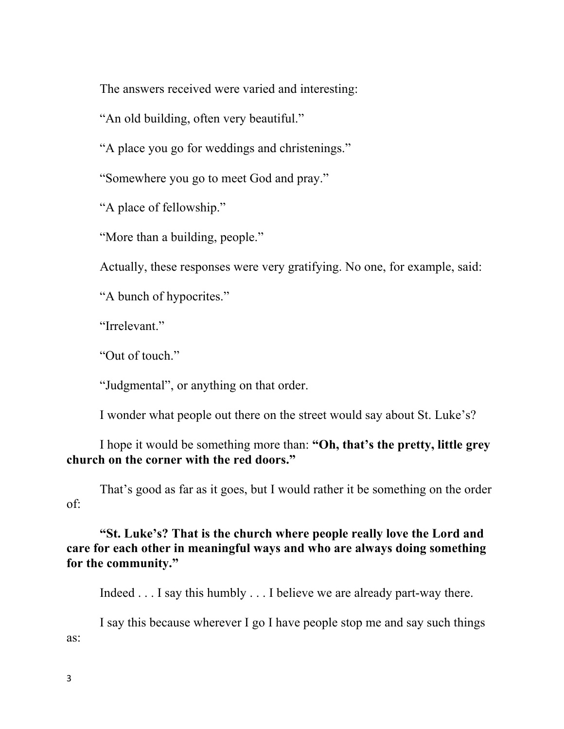The answers received were varied and interesting:

“An old building, often very beautiful.”

“A place you go for weddings and christenings.”

“Somewhere you go to meet God and pray.”

“A place of fellowship.”

“More than a building, people.”

Actually, these responses were very gratifying. No one, for example, said:

“A bunch of hypocrites.”

“Irrelevant.”

“Out of touch.”

“Judgmental”, or anything on that order.

I wonder what people out there on the street would say about St. Luke’s?

I hope it would be something more than: **“Oh, that’s the pretty, little grey church on the corner with the red doors.”**

That’s good as far as it goes, but I would rather it be something on the order of:

**“St. Luke’s? That is the church where people really love the Lord and care for each other in meaningful ways and who are always doing something for the community.”**

Indeed . . . I say this humbly . . . I believe we are already part-way there.

I say this because wherever I go I have people stop me and say such things as: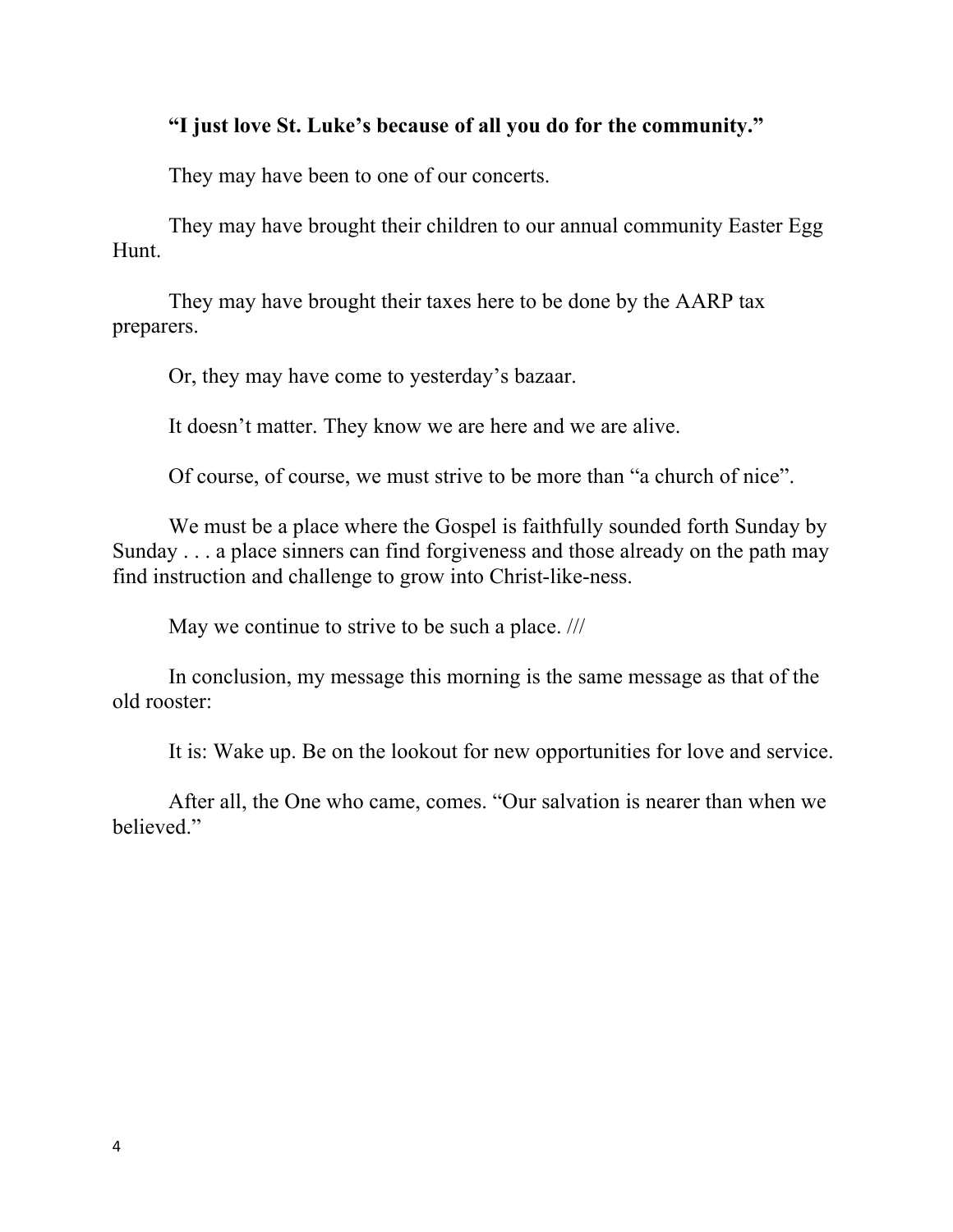**"I just love St. Luke's because of all you do for the community."**

They may have been to one of our concerts.

They may have brought their children to our annual community Easter Egg Hunt.

They may have brought their taxes here to be done by the AARP tax preparers.

Or, they may have come to yesterday's bazaar.

It doesn't matter. They know we are here and we are alive.

Of course, of course, we must strive to be more than "a church of nice".

We must be a place where the Gospel is faithfully sounded forth Sunday by Sunday . . . a place sinners can find forgiveness and those already on the path may find instruction and challenge to grow into Christ-like-ness.

May we continue to strive to be such a place. ///

In conclusion, my message this morning is the same message as that of the old rooster:

It is: Wake up. Be on the lookout for new opportunities for love and service.

After all, the One who came, comes. "Our salvation is nearer than when we believed."